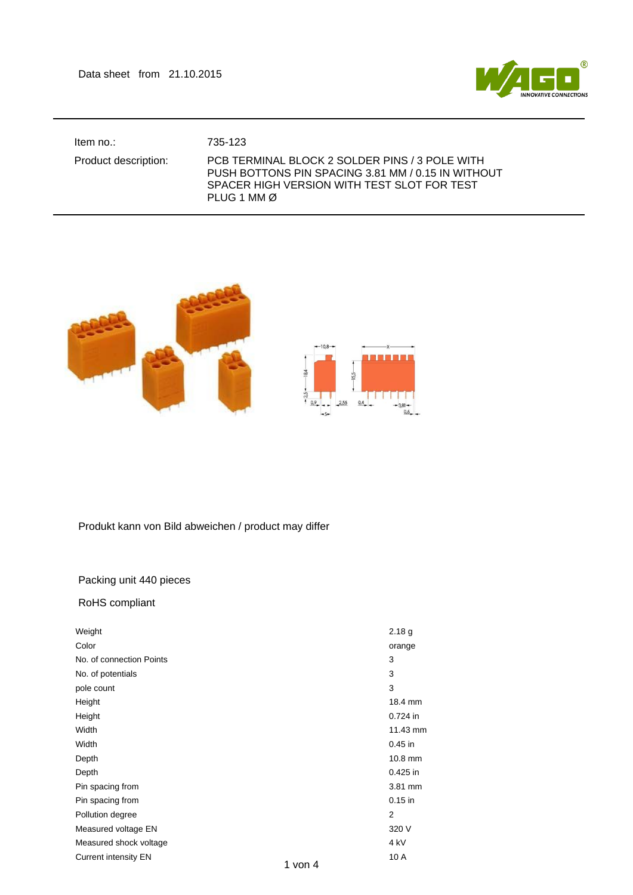Data sheet from 21.10.2015

| | |
|---|---|
| Item no.: | 735-123 |
| Product description: | PCB TERMINAL BLOCK 2 SOLDER PINS / 3 POLE WITH PUSH BOTTONS PIN SPACING 3.81 MM / 0.15 IN WITHOUT SPACER HIGH VERSION WITH TEST SLOT FOR TEST PLUG 1 MM Ø |

Produkt kann von Bild abweichen / product may differ

Packing unit 440 pieces

RoHS compliant

| | |
|---|---|
| Weight | 2.18 g |
| Color | orange |
| No. of connection Points | 3 |
| No. of potentials | 3 |
| pole count | 3 |
| Height | 18.4 mm |
| Height | 0.724 in |
| Width | 11.43 mm |
| Width | 0.45 in |
| Depth | 10.8 mm |
| Depth | 0.425 in |
| Pin spacing from | 3.81 mm |
| Pin spacing from | 0.15 in |
| Pollution degree | 2 |
| Measured voltage EN | 320 V |
| Measured shock voltage | 4 kV |
| Current intensity EN | 10 A |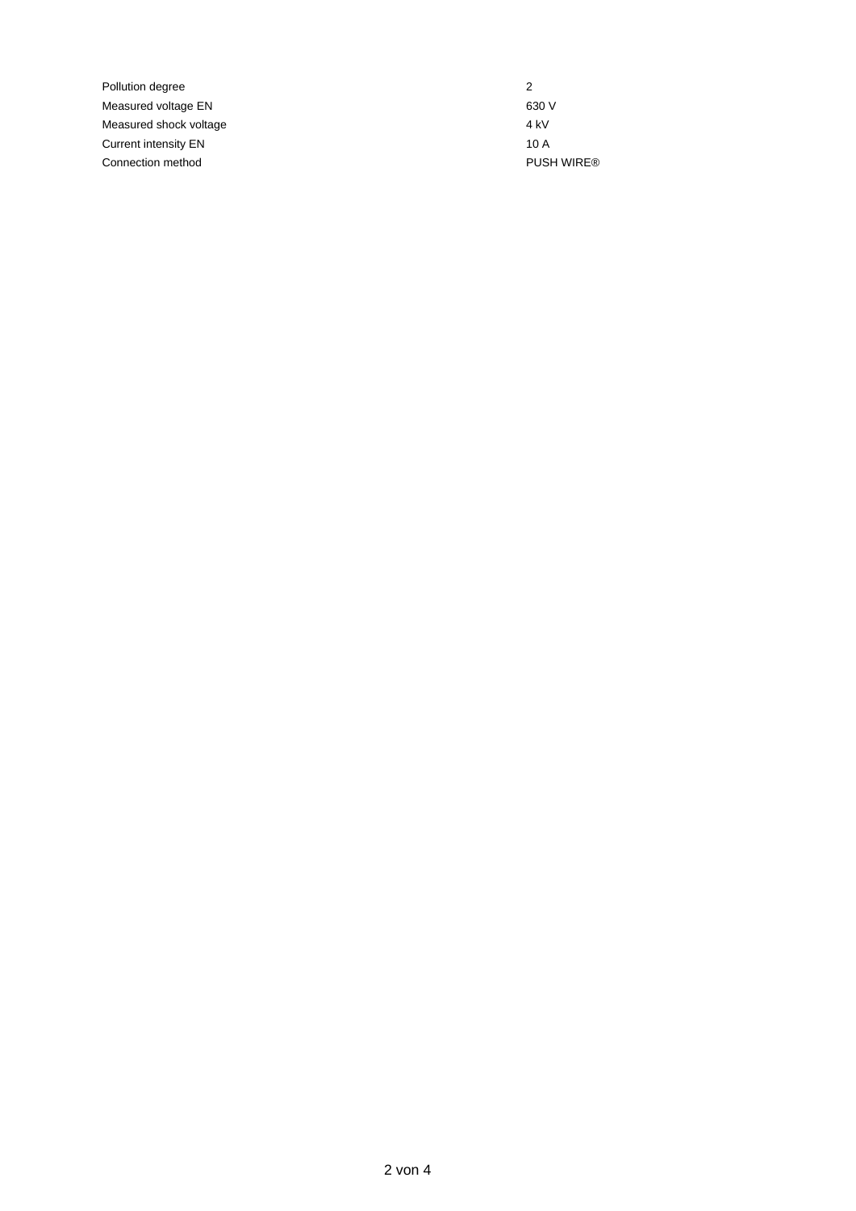| | |
|---|---|
| Pollution degree | 2 |
| Measured voltage EN | 630 V |
| Measured shock voltage | 4 kV |
| Current intensity EN | 10 A |
| Connection method | PUSH WIRE® |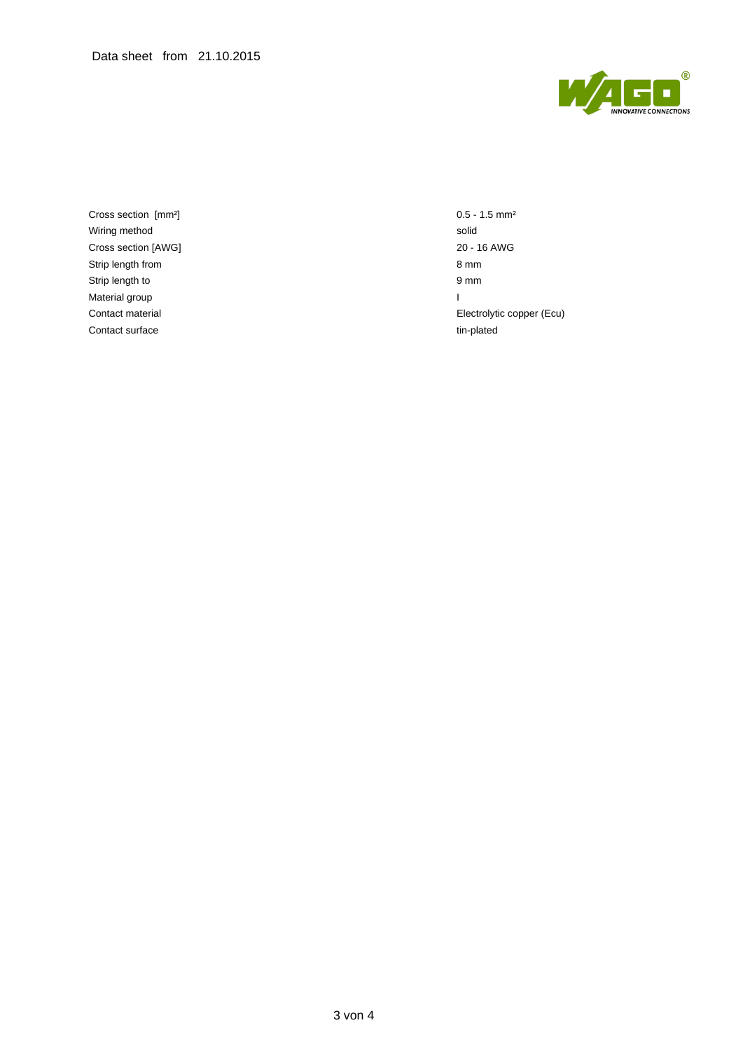Data sheet from 21.10.2015

| | |
|---|---|
| Cross section [mm²] | 0.5 - 1.5 mm² |
| Wiring method | solid |
| Cross section [AWG] | 20 - 16 AWG |
| Strip length from | 8 mm |
| Strip length to | 9 mm |
| Material group | I |
| Contact material | Electrolytic copper (Ecu) |
| Contact surface | tin-plated |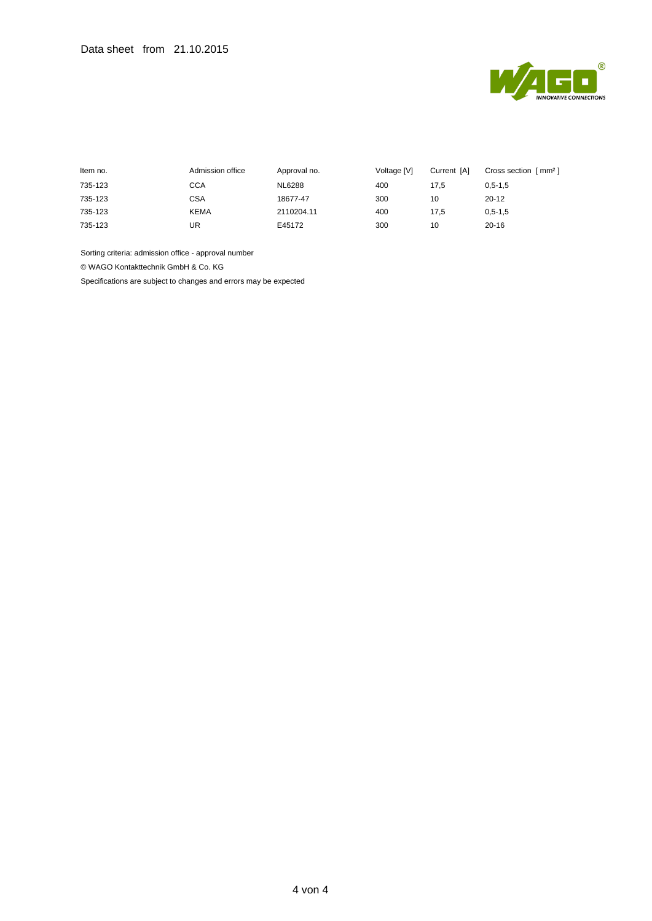Data sheet from 21.10.2015

| Item no. | Admission office | Approval no. | Voltage [V] | Current [A] | Cross section [ mm² ] |
|---|---|---|---|---|---|
| 735-123 | CCA | NL6288 | 400 | 17,5 | 0,5-1,5 |
| 735-123 | CSA | 18677-47 | 300 | 10 | 20-12 |
| 735-123 | KEMA | 2110204.11 | 400 | 17,5 | 0,5-1,5 |
| 735-123 | UR | E45172 | 300 | 10 | 20-16 |

Sorting criteria: admission office - approval number

© WAGO Kontakttechnik GmbH & Co. KG

Specifications are subject to changes and errors may be expected